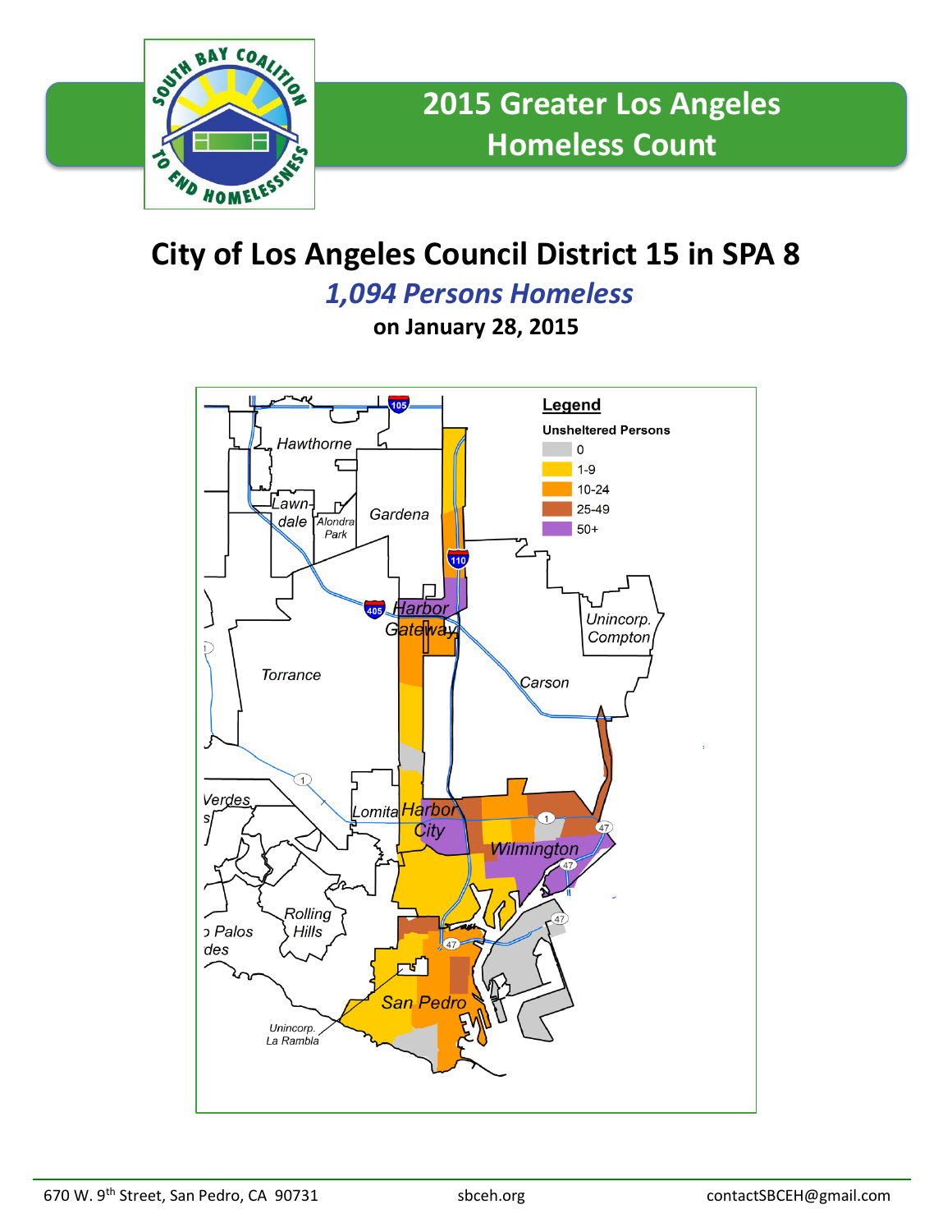# 2015 Greater Los Angeles Homeless Count

## City of Los Angeles Council District 15 in SPA 8

***1,094 Persons Homeless***

**on January 28, 2015**

**Legend**

**Unsheltered Persons**

- 0
- 1-9
- 10-24
- 25-49
- 50+

670 W. 9th Street, San Pedro, CA 90731 sbceh.org contactSBCEH@gmail.com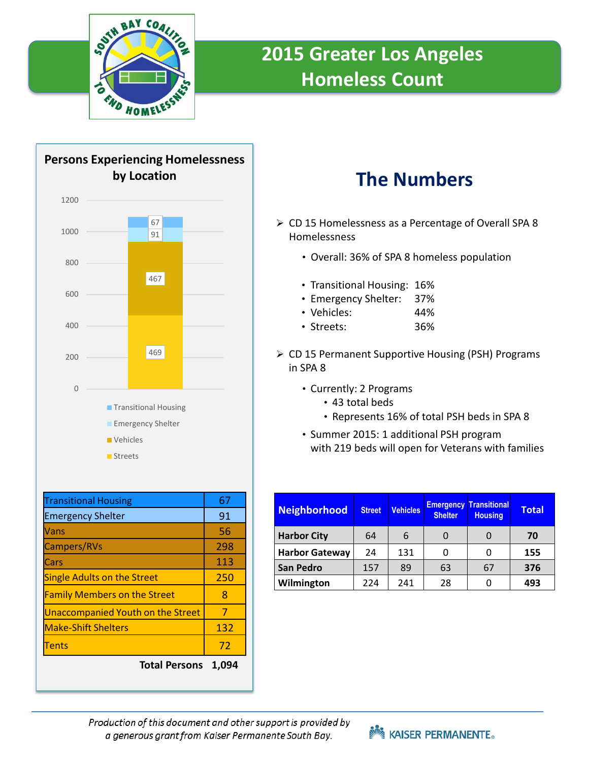# 2015 Greater Los Angeles Homeless Count

## Persons Experiencing Homelessness by Location

1200
1000
800
600
400
200
0

67
91
467
469

Transitional Housing
Emergency Shelter
Vehicles
Streets

| | |
|---|---|
| Transitional Housing | 67 |
| Emergency Shelter | 91 |
| Vans | 56 |
| Campers/RVs | 298 |
| Cars | 113 |
| Single Adults on the Street | 250 |
| Family Members on the Street | 8 |
| Unaccompanied Youth on the Street | 7 |
| Make-Shift Shelters | 132 |
| Tents | 72 |
| **Total Persons** | **1,094** |

## The Numbers

- CD 15 Homelessness as a Percentage of Overall SPA 8 Homelessness
  - Overall: 36% of SPA 8 homeless population
  - Transitional Housing: 16%
  - Emergency Shelter: 37%
  - Vehicles: 44%
  - Streets: 36%
- CD 15 Permanent Supportive Housing (PSH) Programs in SPA 8
  - Currently: 2 Programs
    - 43 total beds
    - Represents 16% of total PSH beds in SPA 8
  - Summer 2015: 1 additional PSH program with 219 beds will open for Veterans with families

| Neighborhood | Street | Vehicles | Emergency Shelter | Transitional Housing | Total |
|---|---|---|---|---|---|
| **Harbor City** | 64 | 6 | 0 | 0 | **70** |
| **Harbor Gateway** | 24 | 131 | 0 | 0 | **155** |
| **San Pedro** | 157 | 89 | 63 | 67 | **376** |
| **Wilmington** | 224 | 241 | 28 | 0 | **493** |

*Production of this document and other support is provided by a generous grant from Kaiser Permanente South Bay.*